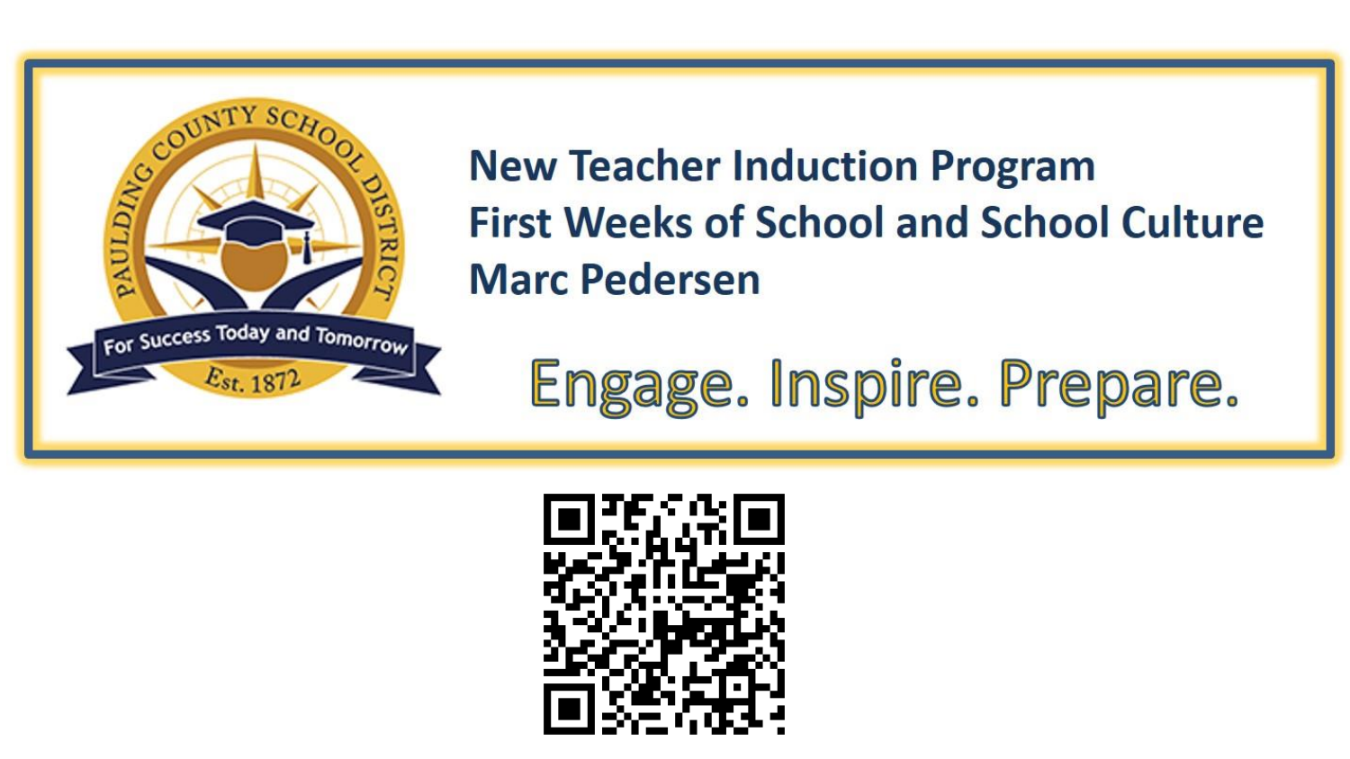# New Teacher Induction Program

## First Weeks of School and School Culture

**Marc Pedersen**

Engage. Inspire. Prepare.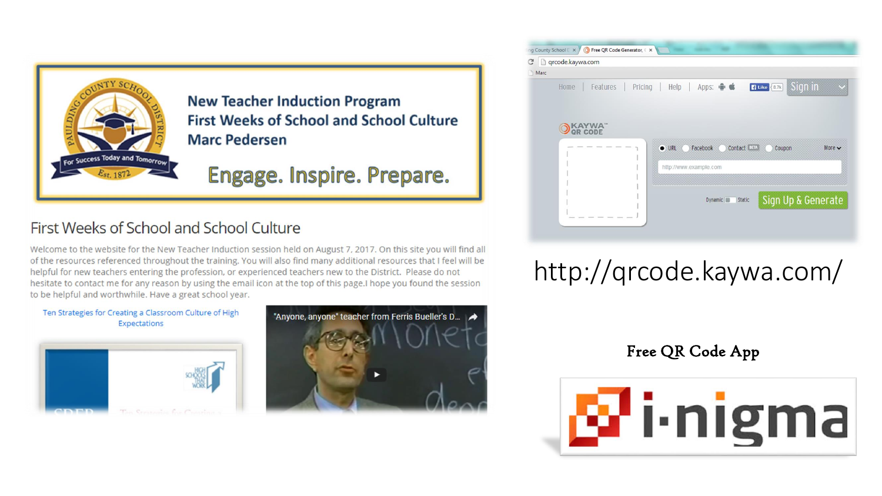New Teacher Induction Program
First Weeks of School and School Culture
Marc Pedersen

Engage. Inspire. Prepare.

## First Weeks of School and School Culture

Welcome to the website for the New Teacher Induction session held on August 7, 2017. On this site you will find all of the resources referenced throughout the training. You will also find many additional resources that I feel will be helpful for new teachers entering the profession, or experienced teachers new to the District. Please do not hesitate to contact me for any reason by using the email icon at the top of this page.I hope you found the session to be helpful and worthwhile. Have a great school year.

Ten Strategies for Creating a Classroom Culture of High Expectations

"Anyone, anyone" teacher from Ferris Bueller's D...

http://qrcode.kaywa.com/

**Free QR Code App**

i-nigma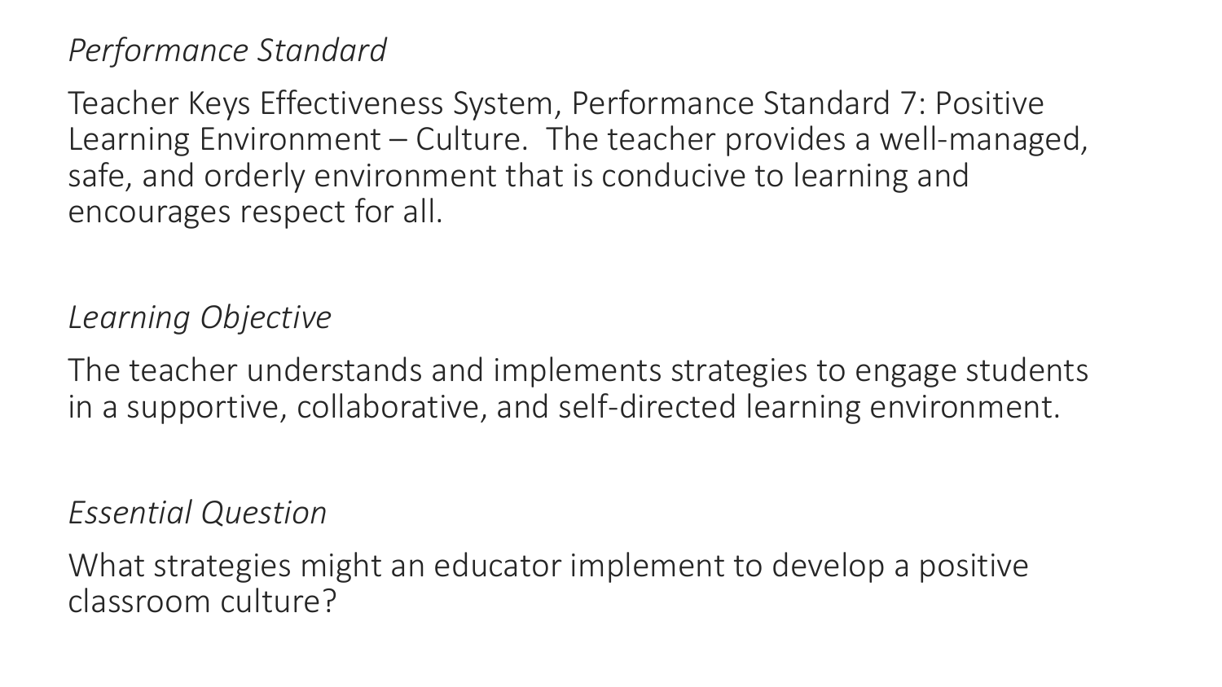*Performance Standard*

Teacher Keys Effectiveness System, Performance Standard 7: Positive Learning Environment – Culture. The teacher provides a well-managed, safe, and orderly environment that is conducive to learning and encourages respect for all.

*Learning Objective*

The teacher understands and implements strategies to engage students in a supportive, collaborative, and self-directed learning environment.

*Essential Question*

What strategies might an educator implement to develop a positive classroom culture?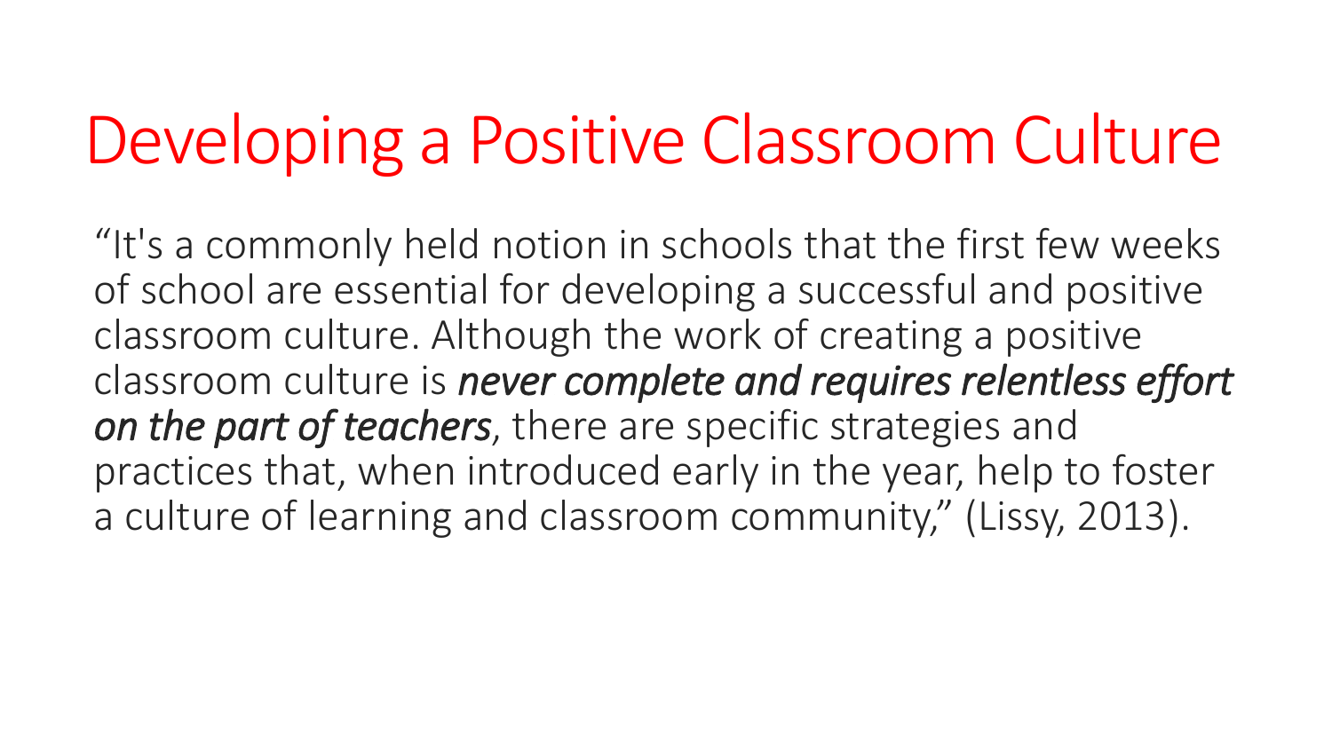# Developing a Positive Classroom Culture

"It's a commonly held notion in schools that the first few weeks of school are essential for developing a successful and positive classroom culture. Although the work of creating a positive classroom culture is ***never complete and requires relentless effort on the part of teachers***, there are specific strategies and practices that, when introduced early in the year, help to foster a culture of learning and classroom community," (Lissy, 2013).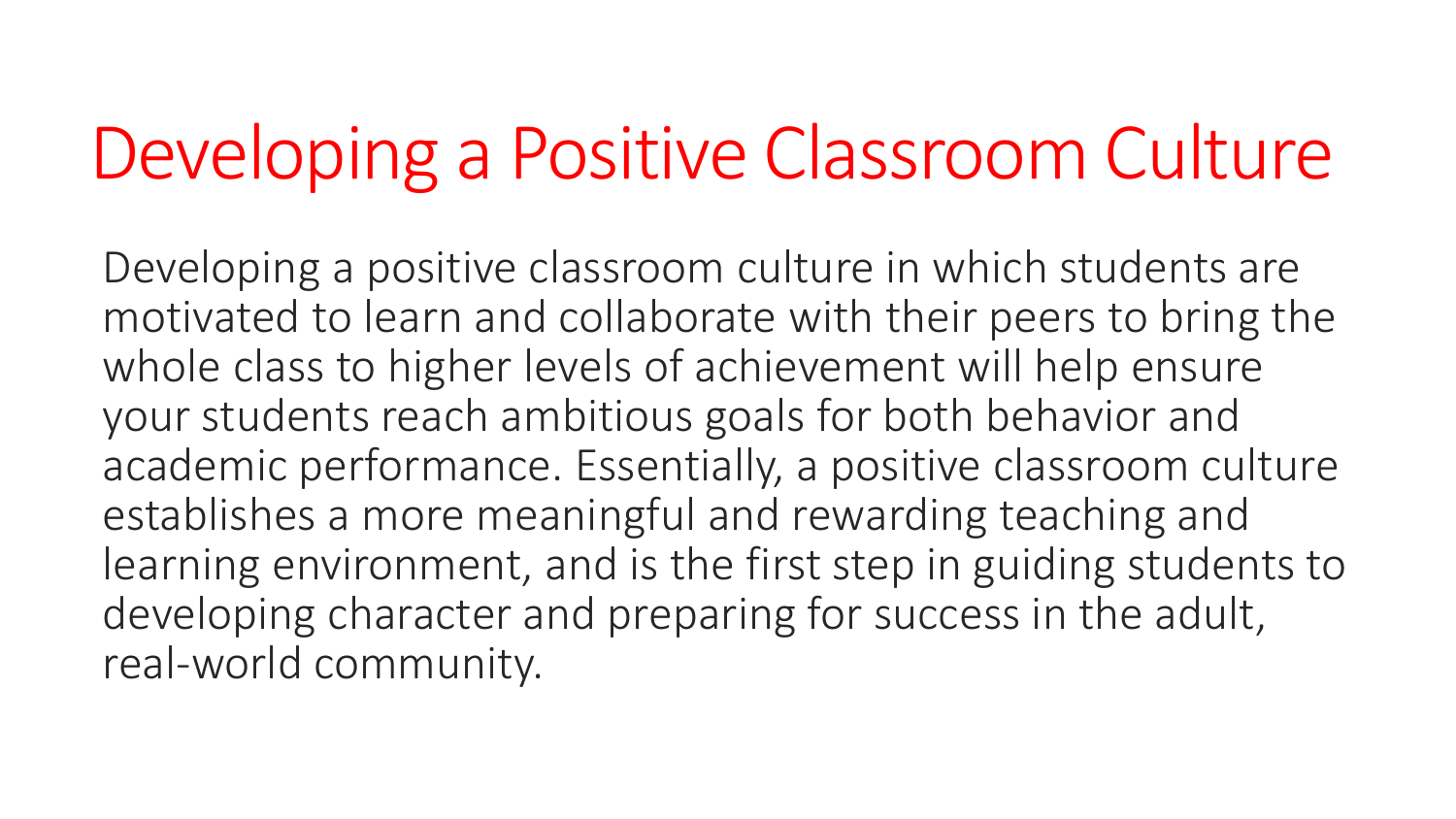# Developing a Positive Classroom Culture

Developing a positive classroom culture in which students are motivated to learn and collaborate with their peers to bring the whole class to higher levels of achievement will help ensure your students reach ambitious goals for both behavior and academic performance. Essentially, a positive classroom culture establishes a more meaningful and rewarding teaching and learning environment, and is the first step in guiding students to developing character and preparing for success in the adult, real-world community.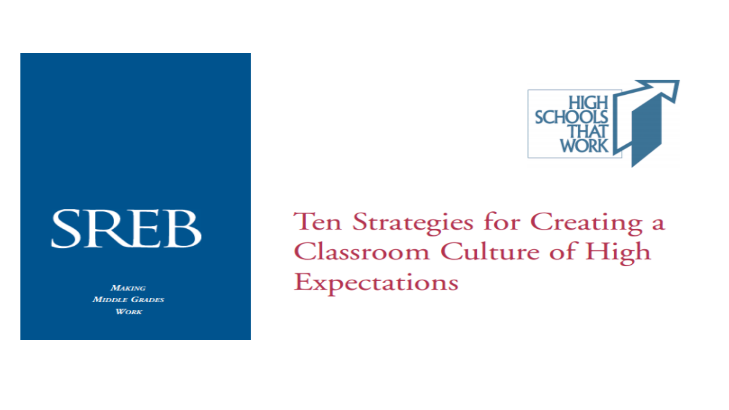SREB

*Making Middle Grades Work*

HIGH SCHOOLS THAT WORK

# Ten Strategies for Creating a Classroom Culture of High Expectations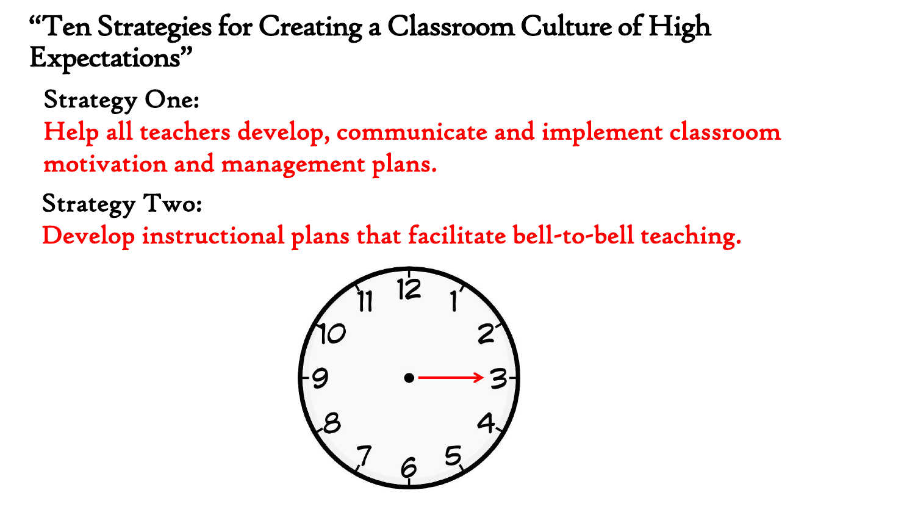# "Ten Strategies for Creating a Classroom Culture of High Expectations"

**Strategy One:**

**Help all teachers develop, communicate and implement classroom motivation and management plans.**

**Strategy Two:**

**Develop instructional plans that facilitate bell-to-bell teaching.**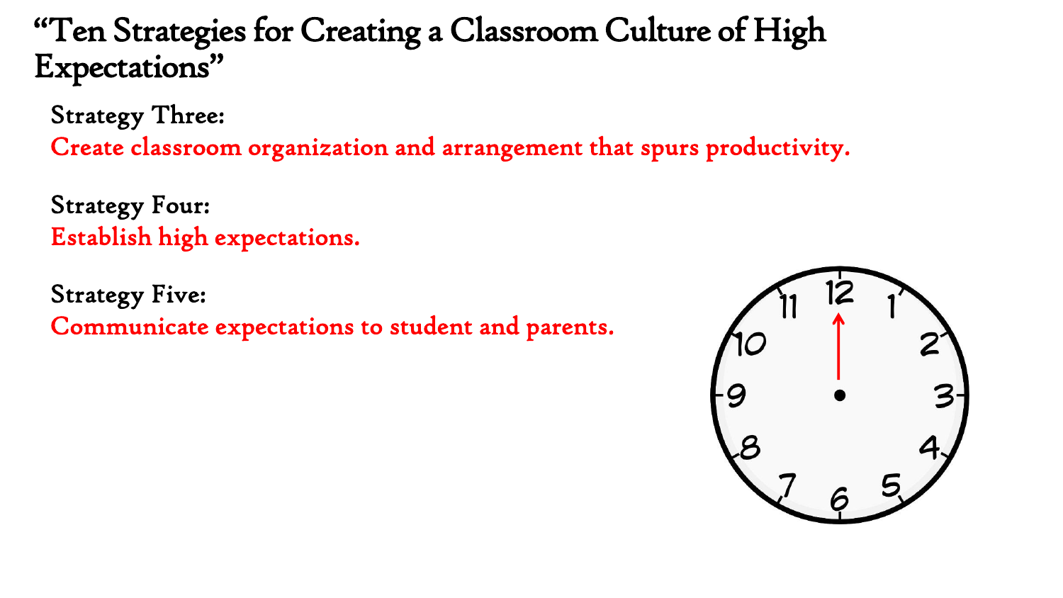# "Ten Strategies for Creating a Classroom Culture of High Expectations"

**Strategy Three:**
Create classroom organization and arrangement that spurs productivity.

**Strategy Four:**
Establish high expectations.

**Strategy Five:**
Communicate expectations to student and parents.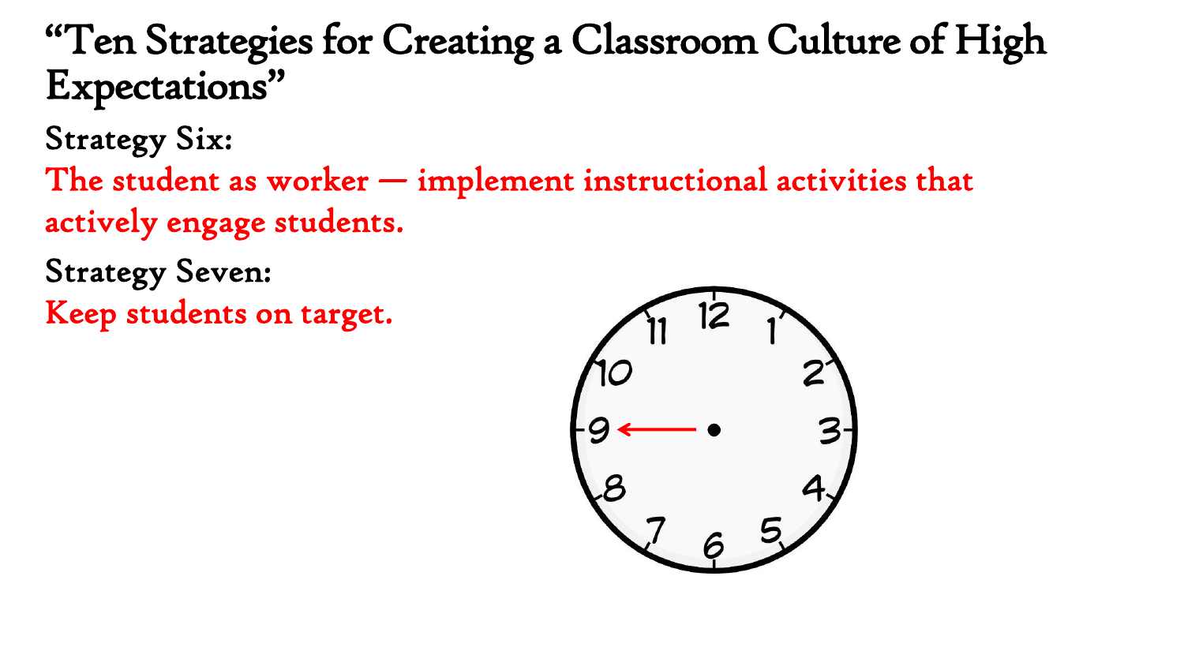# "Ten Strategies for Creating a Classroom Culture of High Expectations"

Strategy Six:

The student as worker — implement instructional activities that actively engage students.

Strategy Seven:

Keep students on target.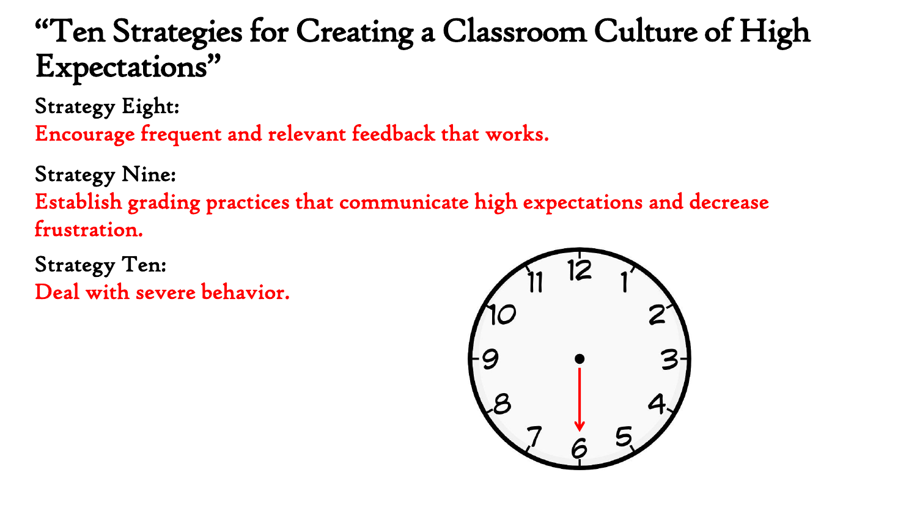# "Ten Strategies for Creating a Classroom Culture of High Expectations"

Strategy Eight:

Encourage frequent and relevant feedback that works.

Strategy Nine:

Establish grading practices that communicate high expectations and decrease frustration.

Strategy Ten:

Deal with severe behavior.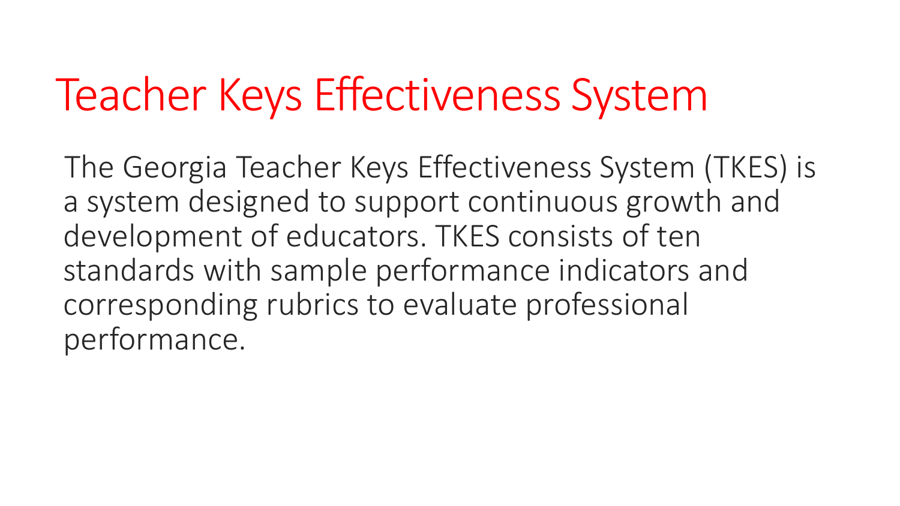# Teacher Keys Effectiveness System

The Georgia Teacher Keys Effectiveness System (TKES) is a system designed to support continuous growth and development of educators. TKES consists of ten standards with sample performance indicators and corresponding rubrics to evaluate professional performance.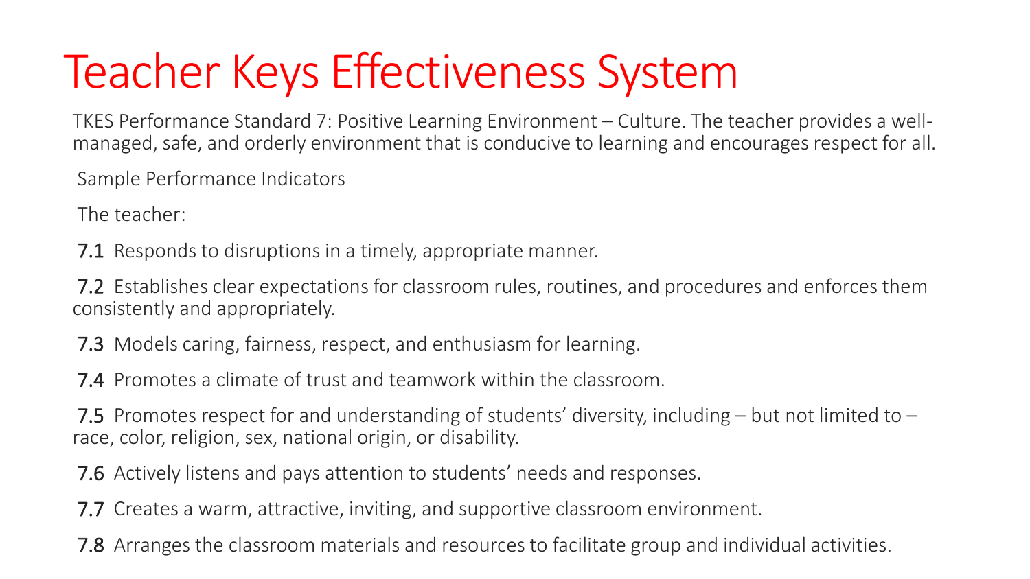# Teacher Keys Effectiveness System

TKES Performance Standard 7: Positive Learning Environment – Culture. The teacher provides a well-managed, safe, and orderly environment that is conducive to learning and encourages respect for all.

Sample Performance Indicators

The teacher:

7.1 Responds to disruptions in a timely, appropriate manner.

7.2 Establishes clear expectations for classroom rules, routines, and procedures and enforces them consistently and appropriately.

7.3 Models caring, fairness, respect, and enthusiasm for learning.

7.4 Promotes a climate of trust and teamwork within the classroom.

7.5 Promotes respect for and understanding of students' diversity, including – but not limited to – race, color, religion, sex, national origin, or disability.

7.6 Actively listens and pays attention to students' needs and responses.

7.7 Creates a warm, attractive, inviting, and supportive classroom environment.

7.8 Arranges the classroom materials and resources to facilitate group and individual activities.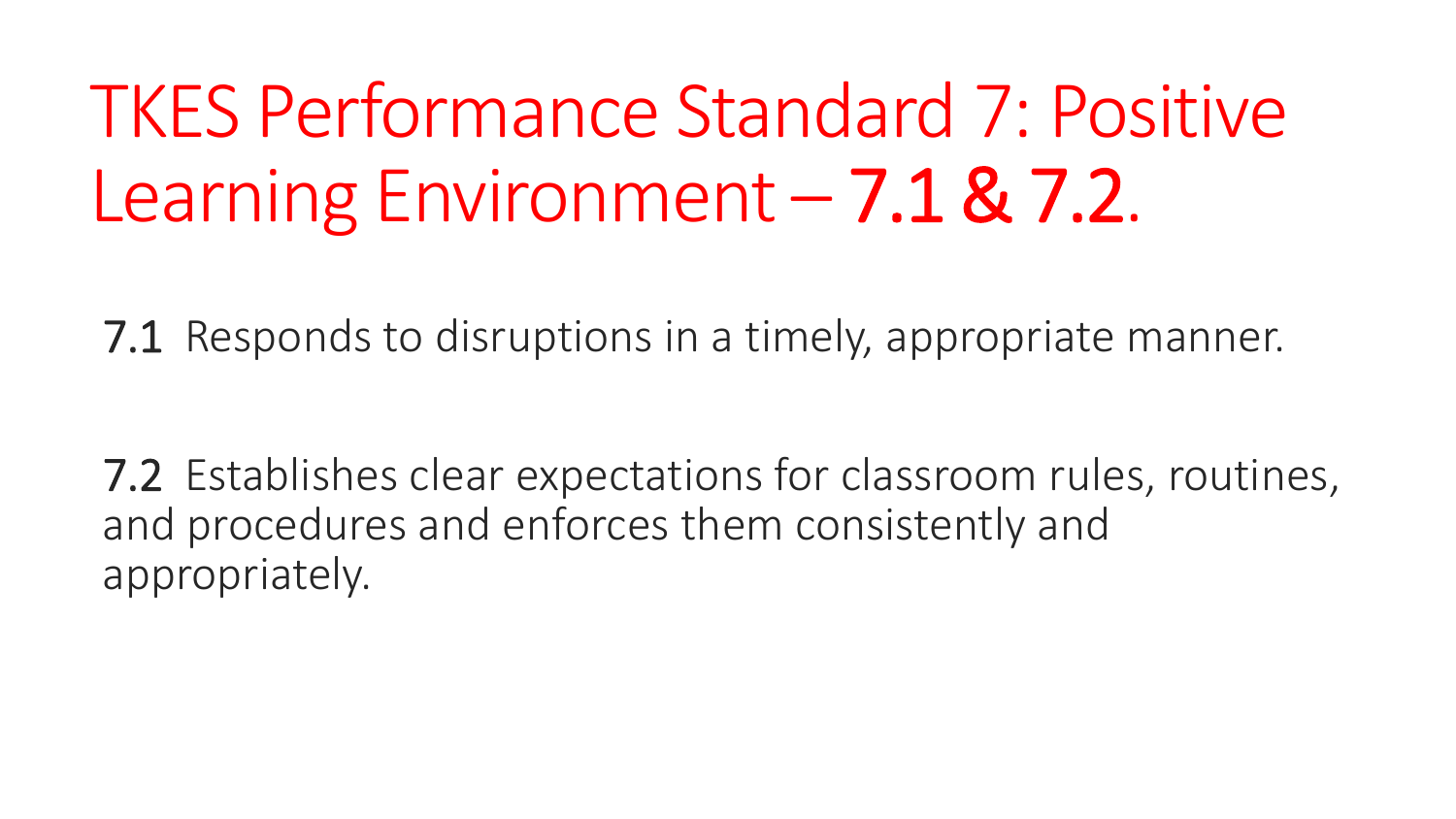# TKES Performance Standard 7: Positive Learning Environment – 7.1 & 7.2.

**7.1** Responds to disruptions in a timely, appropriate manner.

**7.2** Establishes clear expectations for classroom rules, routines, and procedures and enforces them consistently and appropriately.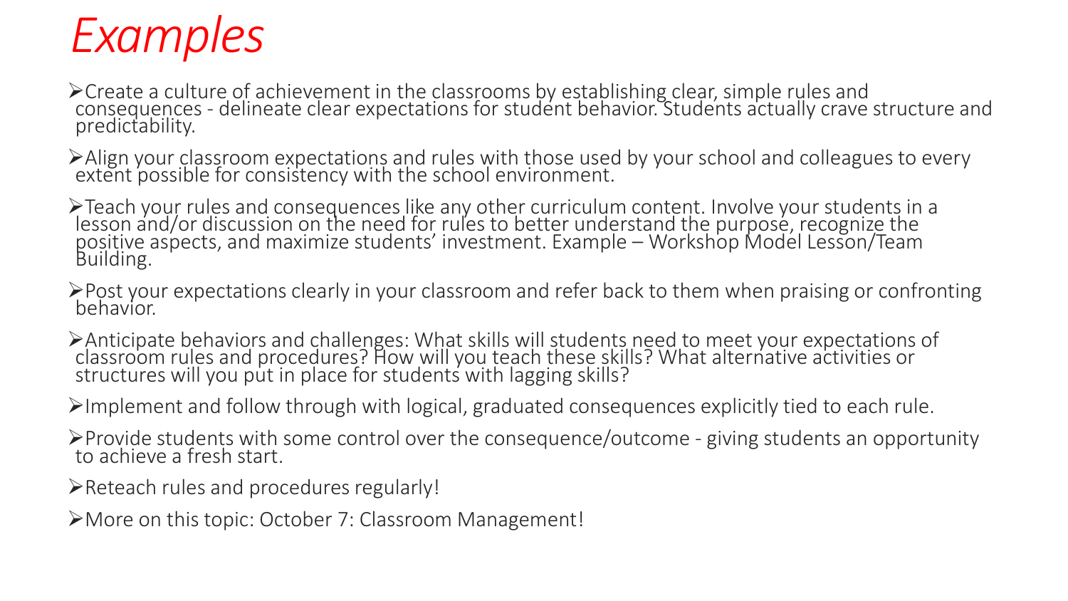# Examples

- Create a culture of achievement in the classrooms by establishing clear, simple rules and consequences - delineate clear expectations for student behavior. Students actually crave structure and predictability.
- Align your classroom expectations and rules with those used by your school and colleagues to every extent possible for consistency with the school environment.
- Teach your rules and consequences like any other curriculum content. Involve your students in a lesson and/or discussion on the need for rules to better understand the purpose, recognize the positive aspects, and maximize students' investment. Example – Workshop Model Lesson/Team Building.
- Post your expectations clearly in your classroom and refer back to them when praising or confronting behavior.
- Anticipate behaviors and challenges: What skills will students need to meet your expectations of classroom rules and procedures? How will you teach these skills? What alternative activities or structures will you put in place for students with lagging skills?
- Implement and follow through with logical, graduated consequences explicitly tied to each rule.
- Provide students with some control over the consequence/outcome - giving students an opportunity to achieve a fresh start.
- Reteach rules and procedures regularly!
- More on this topic: October 7: Classroom Management!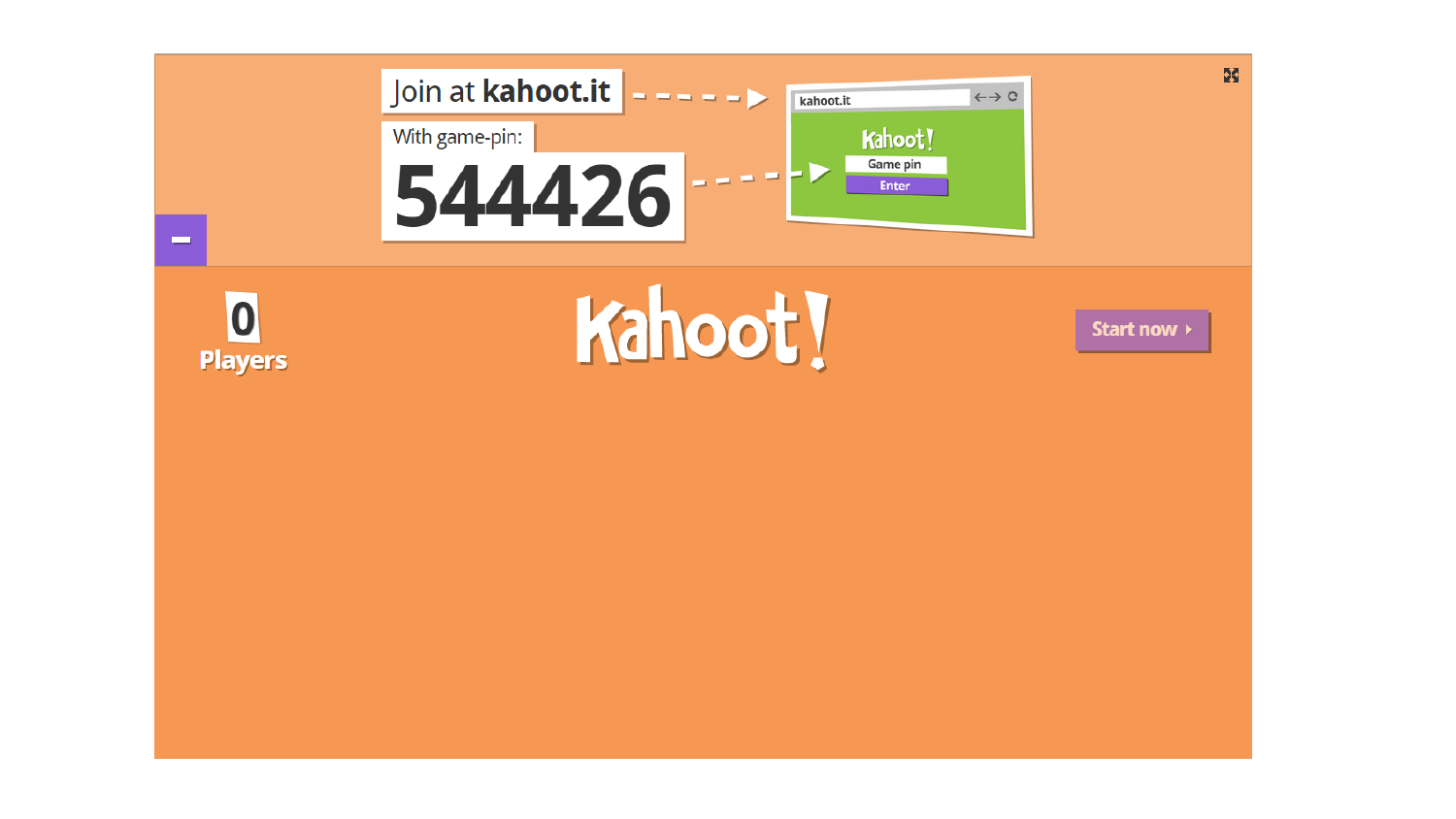Join at **kahoot.it**

With game-pin:

**544426**

kahoot.it

Kahoot!

Game pin

Enter

0

Players

Kahoot!

Start now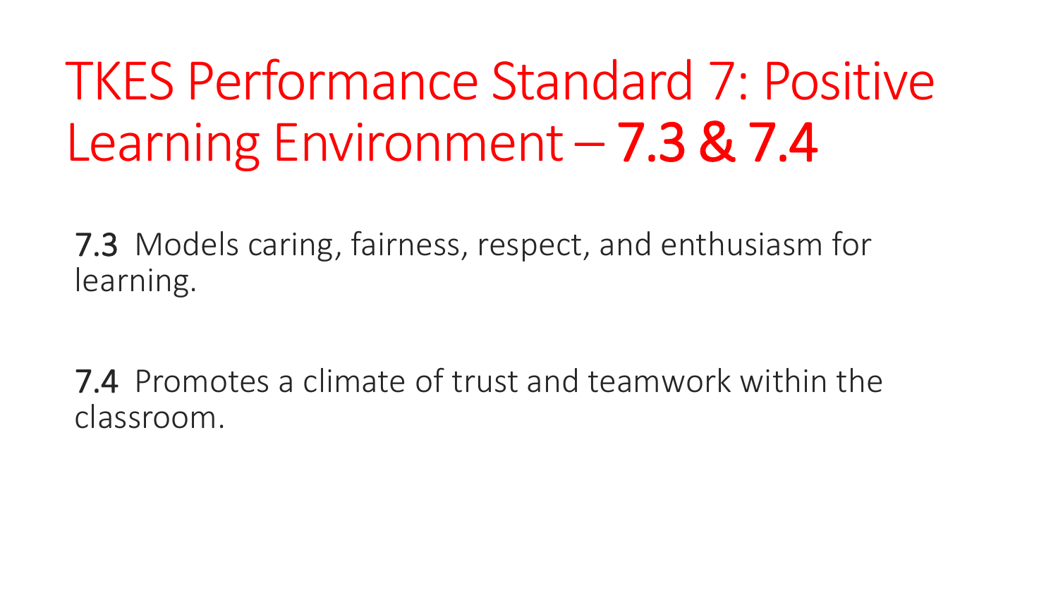# TKES Performance Standard 7: Positive Learning Environment – 7.3 & 7.4

7.3 Models caring, fairness, respect, and enthusiasm for learning.

7.4 Promotes a climate of trust and teamwork within the classroom.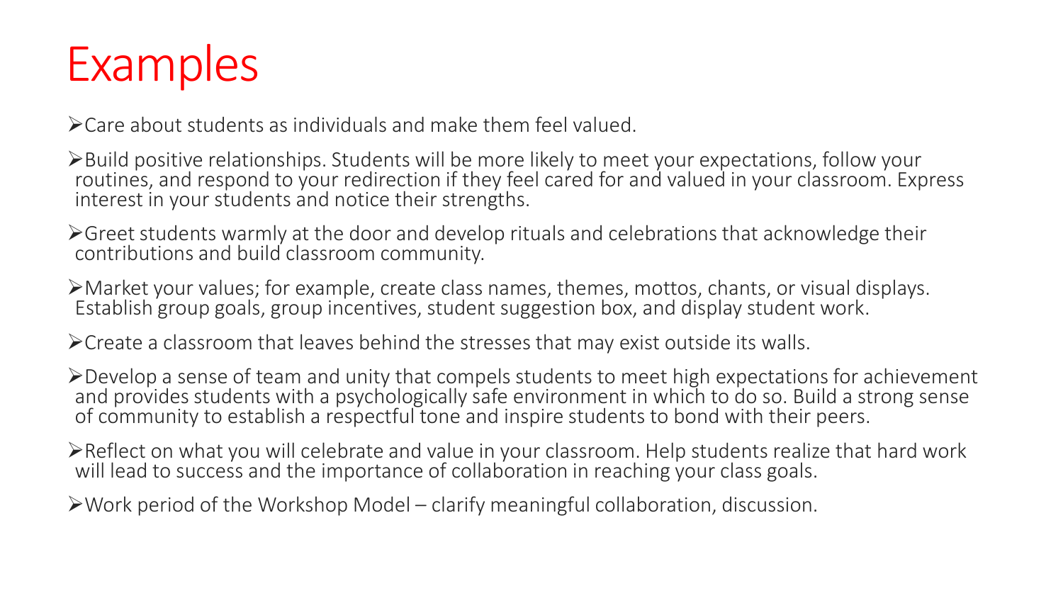# Examples

- Care about students as individuals and make them feel valued.
- Build positive relationships. Students will be more likely to meet your expectations, follow your routines, and respond to your redirection if they feel cared for and valued in your classroom. Express interest in your students and notice their strengths.
- Greet students warmly at the door and develop rituals and celebrations that acknowledge their contributions and build classroom community.
- Market your values; for example, create class names, themes, mottos, chants, or visual displays. Establish group goals, group incentives, student suggestion box, and display student work.
- Create a classroom that leaves behind the stresses that may exist outside its walls.
- Develop a sense of team and unity that compels students to meet high expectations for achievement and provides students with a psychologically safe environment in which to do so. Build a strong sense of community to establish a respectful tone and inspire students to bond with their peers.
- Reflect on what you will celebrate and value in your classroom. Help students realize that hard work will lead to success and the importance of collaboration in reaching your class goals.
- Work period of the Workshop Model – clarify meaningful collaboration, discussion.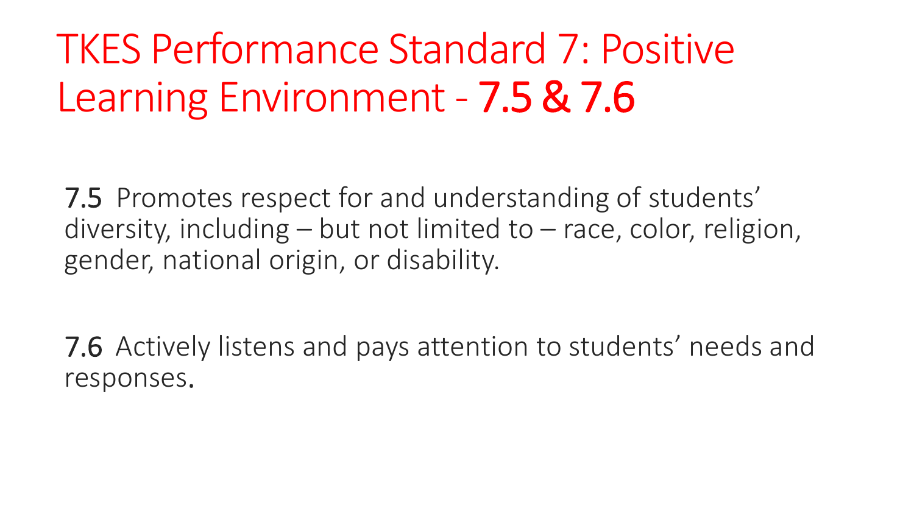# TKES Performance Standard 7: Positive Learning Environment - **7.5 & 7.6**

7.5 Promotes respect for and understanding of students' diversity, including – but not limited to – race, color, religion, gender, national origin, or disability.

7.6 Actively listens and pays attention to students' needs and responses.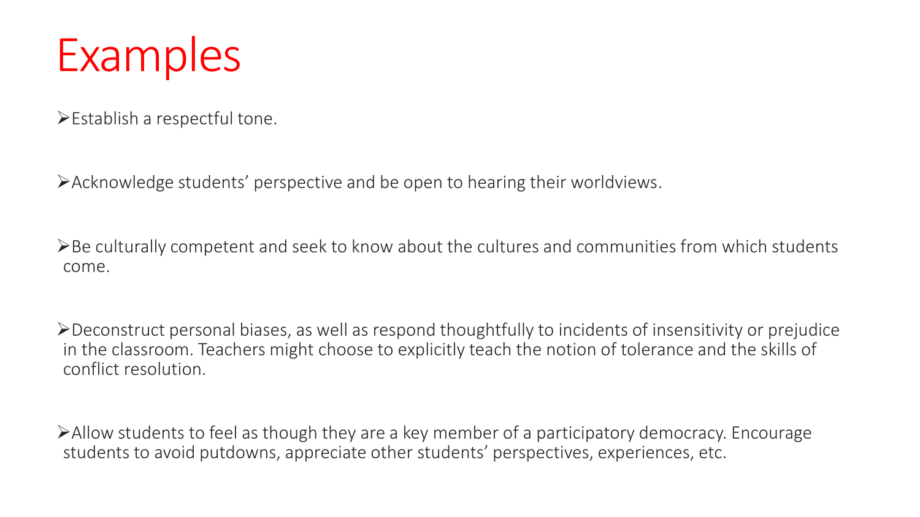# Examples

- Establish a respectful tone.

- Acknowledge students' perspective and be open to hearing their worldviews.

- Be culturally competent and seek to know about the cultures and communities from which students come.

- Deconstruct personal biases, as well as respond thoughtfully to incidents of insensitivity or prejudice in the classroom. Teachers might choose to explicitly teach the notion of tolerance and the skills of conflict resolution.

- Allow students to feel as though they are a key member of a participatory democracy. Encourage students to avoid putdowns, appreciate other students' perspectives, experiences, etc.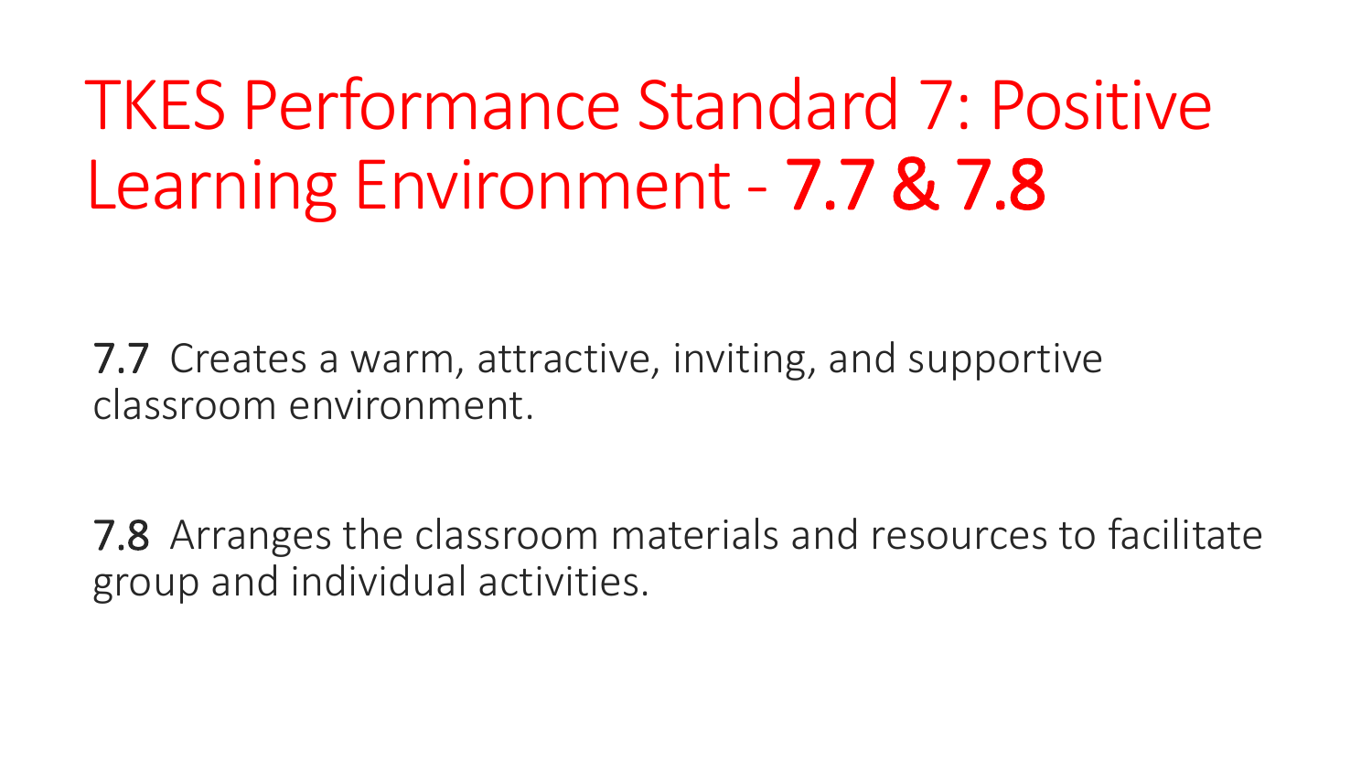# TKES Performance Standard 7: Positive Learning Environment - 7.7 & 7.8

7.7 Creates a warm, attractive, inviting, and supportive classroom environment.

7.8 Arranges the classroom materials and resources to facilitate group and individual activities.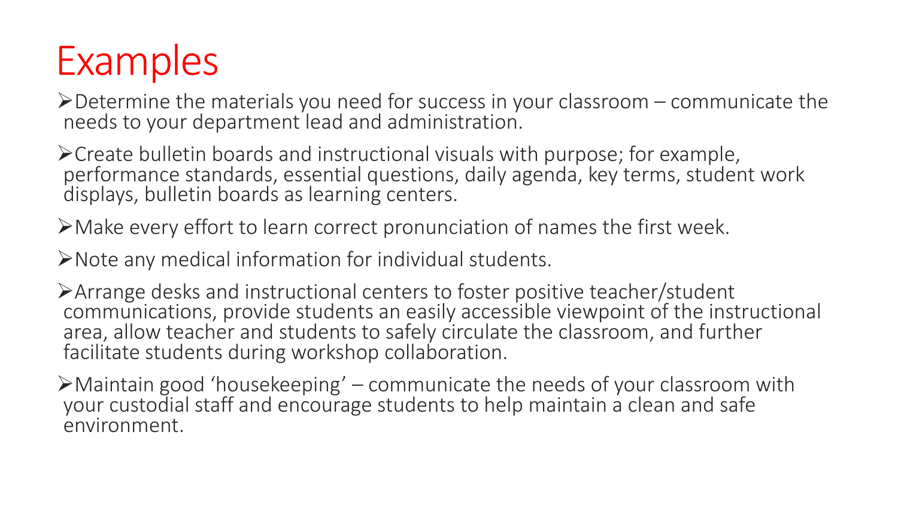# Examples

- Determine the materials you need for success in your classroom – communicate the needs to your department lead and administration.
- Create bulletin boards and instructional visuals with purpose; for example, performance standards, essential questions, daily agenda, key terms, student work displays, bulletin boards as learning centers.
- Make every effort to learn correct pronunciation of names the first week.
- Note any medical information for individual students.
- Arrange desks and instructional centers to foster positive teacher/student communications, provide students an easily accessible viewpoint of the instructional area, allow teacher and students to safely circulate the classroom, and further facilitate students during workshop collaboration.
- Maintain good 'housekeeping' – communicate the needs of your classroom with your custodial staff and encourage students to help maintain a clean and safe environment.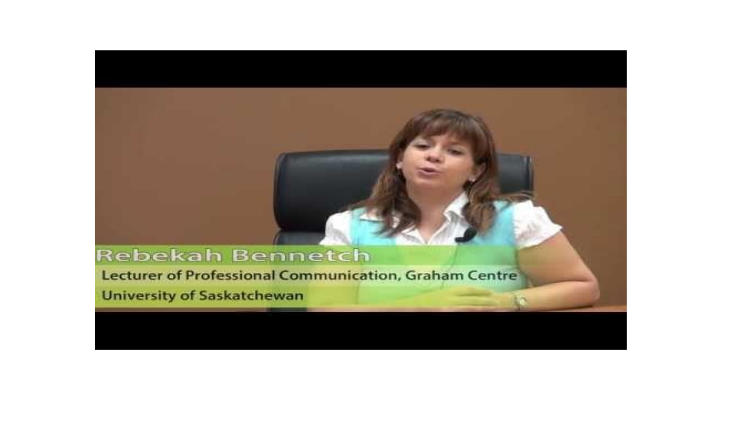Rebekah Bennetch

Lecturer of Professional Communication, Graham Centre

University of Saskatchewan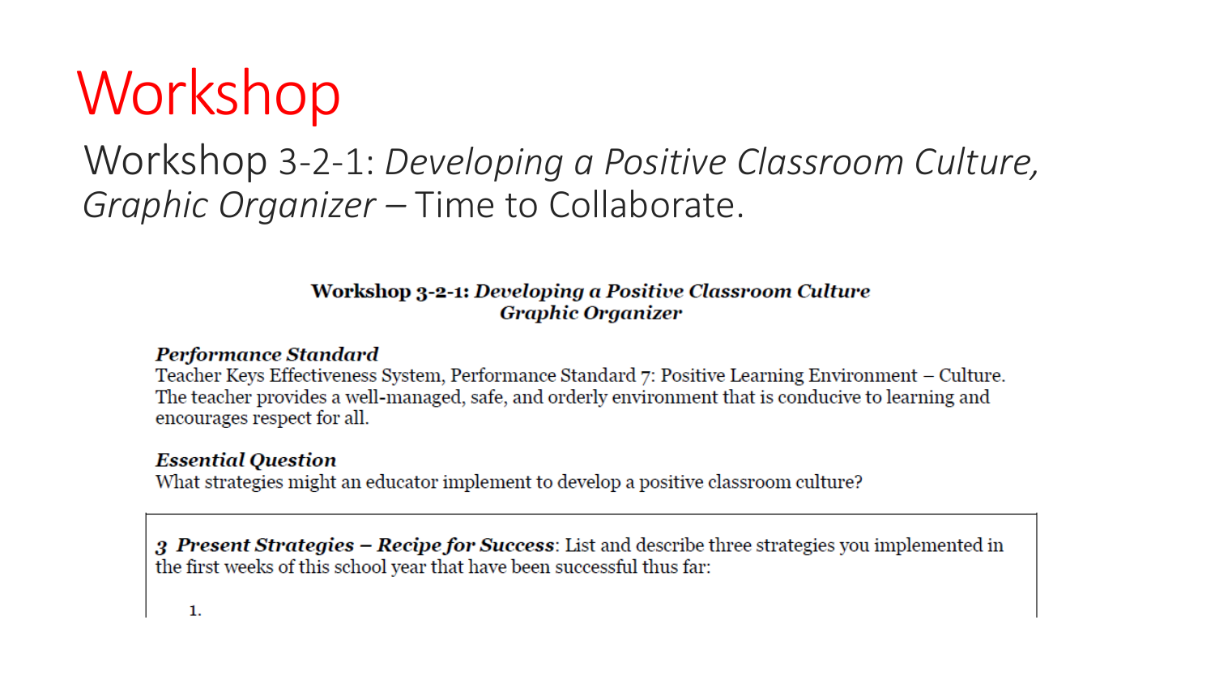# Workshop

Workshop 3-2-1: *Developing a Positive Classroom Culture, Graphic Organizer* – Time to Collaborate.

**Workshop 3-2-1: *Developing a Positive Classroom Culture Graphic Organizer***

***Performance Standard***
Teacher Keys Effectiveness System, Performance Standard 7: Positive Learning Environment – Culture. The teacher provides a well-managed, safe, and orderly environment that is conducive to learning and encourages respect for all.

***Essential Question***
What strategies might an educator implement to develop a positive classroom culture?

***3 Present Strategies – Recipe for Success***: List and describe three strategies you implemented in the first weeks of this school year that have been successful thus far:

1.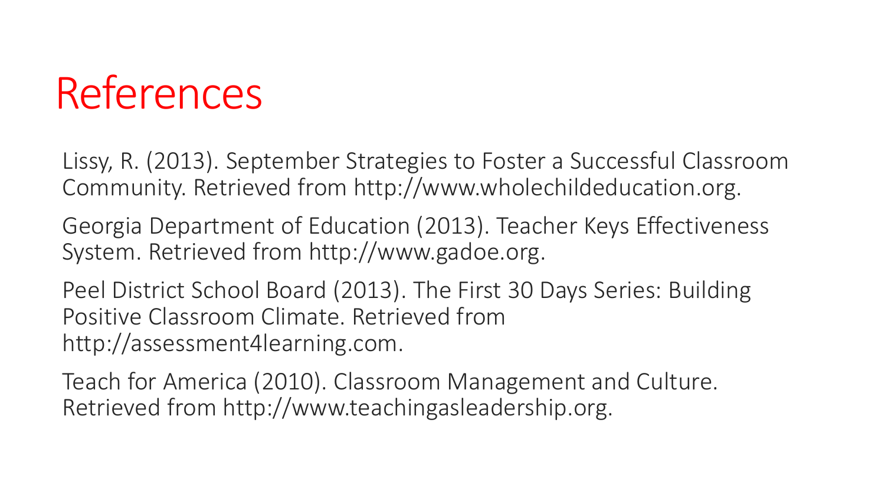# References

Lissy, R. (2013). September Strategies to Foster a Successful Classroom Community. Retrieved from http://www.wholechildeducation.org.

Georgia Department of Education (2013). Teacher Keys Effectiveness System. Retrieved from http://www.gadoe.org.

Peel District School Board (2013). The First 30 Days Series: Building Positive Classroom Climate. Retrieved from http://assessment4learning.com.

Teach for America (2010). Classroom Management and Culture. Retrieved from http://www.teachingasleadership.org.